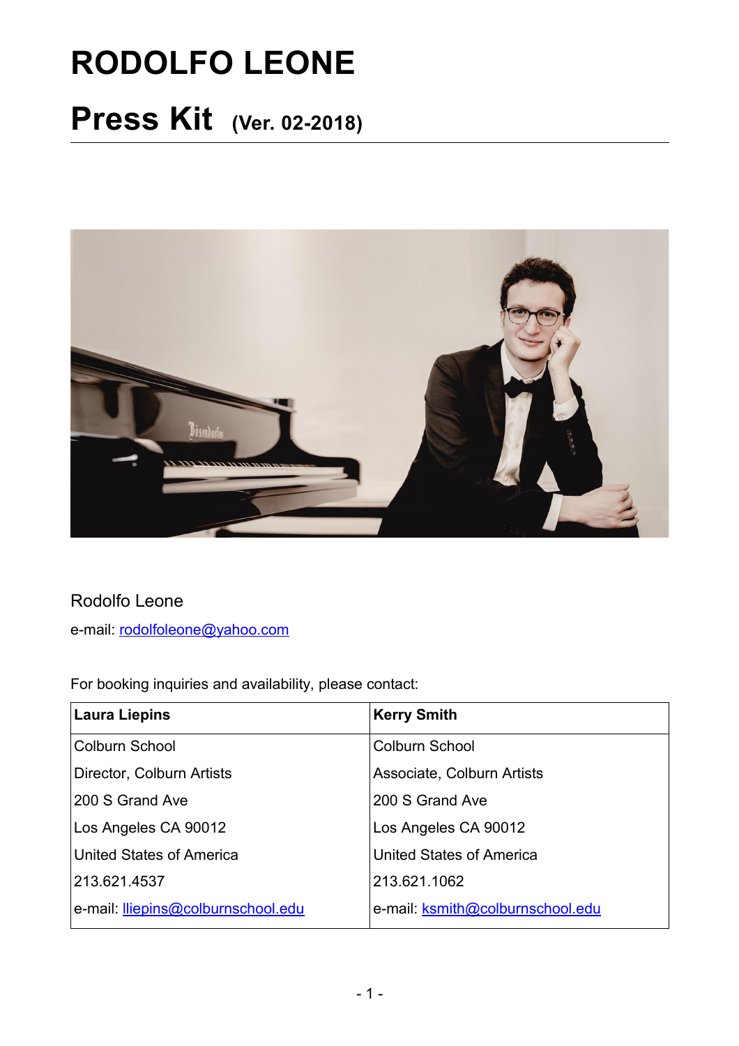# RODOLFO LEONE

## Press Kit (Ver. 02-2018)

Rodolfo Leone

e-mail: rodolfoleone@yahoo.com

For booking inquiries and availability, please contact:

| **Laura Liepins** | **Kerry Smith** |
|---|---|
| Colburn School | Colburn School |
| Director, Colburn Artists | Associate, Colburn Artists |
| 200 S Grand Ave | 200 S Grand Ave |
| Los Angeles CA 90012 | Los Angeles CA 90012 |
| United States of America | United States of America |
| 213.621.4537 | 213.621.1062 |
| e-mail: lliepins@colburnschool.edu | e-mail: ksmith@colburnschool.edu |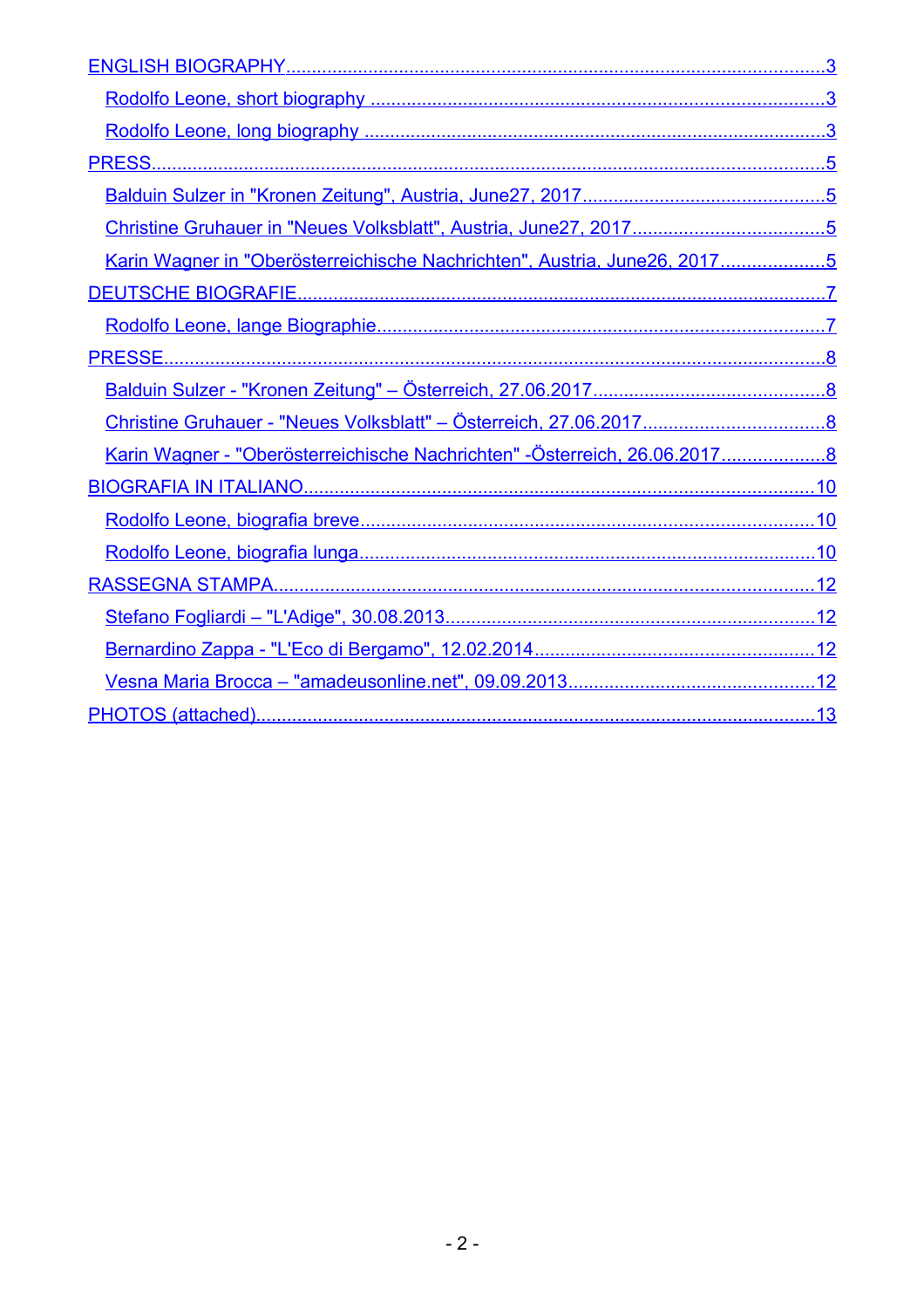[ENGLISH BIOGRAPHY.....3]
- [Rodolfo Leone, short biography .....3]
- [Rodolfo Leone, long biography .....3]

[PRESS.....5]
- [Balduin Sulzer in "Kronen Zeitung", Austria, June27, 2017.....5]
- [Christine Gruhauer in "Neues Volksblatt", Austria, June27, 2017.....5]
- [Karin Wagner in "Oberösterreichische Nachrichten", Austria, June26, 2017.....5]

[DEUTSCHE BIOGRAFIE.....7]
- [Rodolfo Leone, lange Biographie.....7]

[PRESSE.....8]
- [Balduin Sulzer - "Kronen Zeitung" – Österreich, 27.06.2017.....8]
- [Christine Gruhauer - "Neues Volksblatt" – Österreich, 27.06.2017.....8]
- [Karin Wagner - "Oberösterreichische Nachrichten" -Österreich, 26.06.2017.....8]

[BIOGRAFIA IN ITALIANO.....10]
- [Rodolfo Leone, biografia breve.....10]
- [Rodolfo Leone, biografia lunga.....10]

[RASSEGNA STAMPA.....12]
- [Stefano Fogliardi – "L'Adige", 30.08.2013.....12]
- [Bernardino Zappa - "L'Eco di Bergamo", 12.02.2014.....12]
- [Vesna Maria Brocca – "amadeusonline.net", 09.09.2013.....12]

[PHOTOS (attached).....13]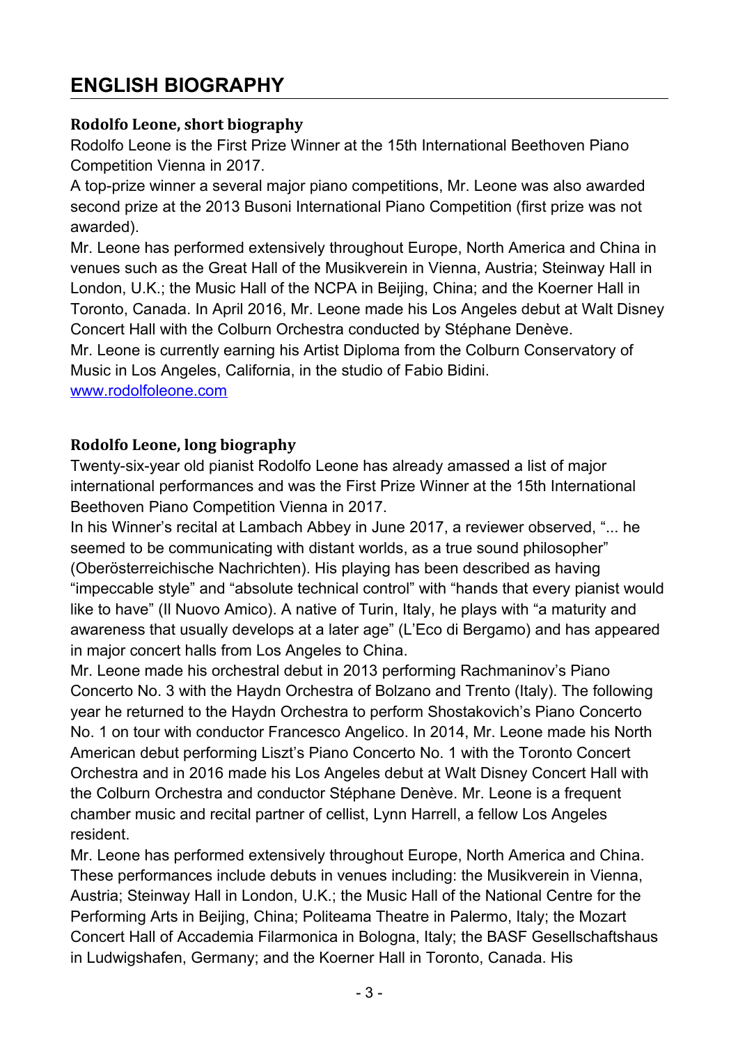# ENGLISH BIOGRAPHY

### Rodolfo Leone, short biography

Rodolfo Leone is the First Prize Winner at the 15th International Beethoven Piano Competition Vienna in 2017.

A top-prize winner a several major piano competitions, Mr. Leone was also awarded second prize at the 2013 Busoni International Piano Competition (first prize was not awarded).

Mr. Leone has performed extensively throughout Europe, North America and China in venues such as the Great Hall of the Musikverein in Vienna, Austria; Steinway Hall in London, U.K.; the Music Hall of the NCPA in Beijing, China; and the Koerner Hall in Toronto, Canada. In April 2016, Mr. Leone made his Los Angeles debut at Walt Disney Concert Hall with the Colburn Orchestra conducted by Stéphane Denève.

Mr. Leone is currently earning his Artist Diploma from the Colburn Conservatory of Music in Los Angeles, California, in the studio of Fabio Bidini.

[www.rodolfoleone.com](http://www.rodolfoleone.com)

### Rodolfo Leone, long biography

Twenty-six-year old pianist Rodolfo Leone has already amassed a list of major international performances and was the First Prize Winner at the 15th International Beethoven Piano Competition Vienna in 2017.

In his Winner's recital at Lambach Abbey in June 2017, a reviewer observed, "... he seemed to be communicating with distant worlds, as a true sound philosopher" (Oberösterreichische Nachrichten). His playing has been described as having "impeccable style" and "absolute technical control" with "hands that every pianist would like to have" (Il Nuovo Amico). A native of Turin, Italy, he plays with "a maturity and awareness that usually develops at a later age" (L'Eco di Bergamo) and has appeared in major concert halls from Los Angeles to China.

Mr. Leone made his orchestral debut in 2013 performing Rachmaninov's Piano Concerto No. 3 with the Haydn Orchestra of Bolzano and Trento (Italy). The following year he returned to the Haydn Orchestra to perform Shostakovich's Piano Concerto No. 1 on tour with conductor Francesco Angelico. In 2014, Mr. Leone made his North American debut performing Liszt's Piano Concerto No. 1 with the Toronto Concert Orchestra and in 2016 made his Los Angeles debut at Walt Disney Concert Hall with the Colburn Orchestra and conductor Stéphane Denève. Mr. Leone is a frequent chamber music and recital partner of cellist, Lynn Harrell, a fellow Los Angeles resident.

Mr. Leone has performed extensively throughout Europe, North America and China. These performances include debuts in venues including: the Musikverein in Vienna, Austria; Steinway Hall in London, U.K.; the Music Hall of the National Centre for the Performing Arts in Beijing, China; Politeama Theatre in Palermo, Italy; the Mozart Concert Hall of Accademia Filarmonica in Bologna, Italy; the BASF Gesellschaftshaus in Ludwigshafen, Germany; and the Koerner Hall in Toronto, Canada. His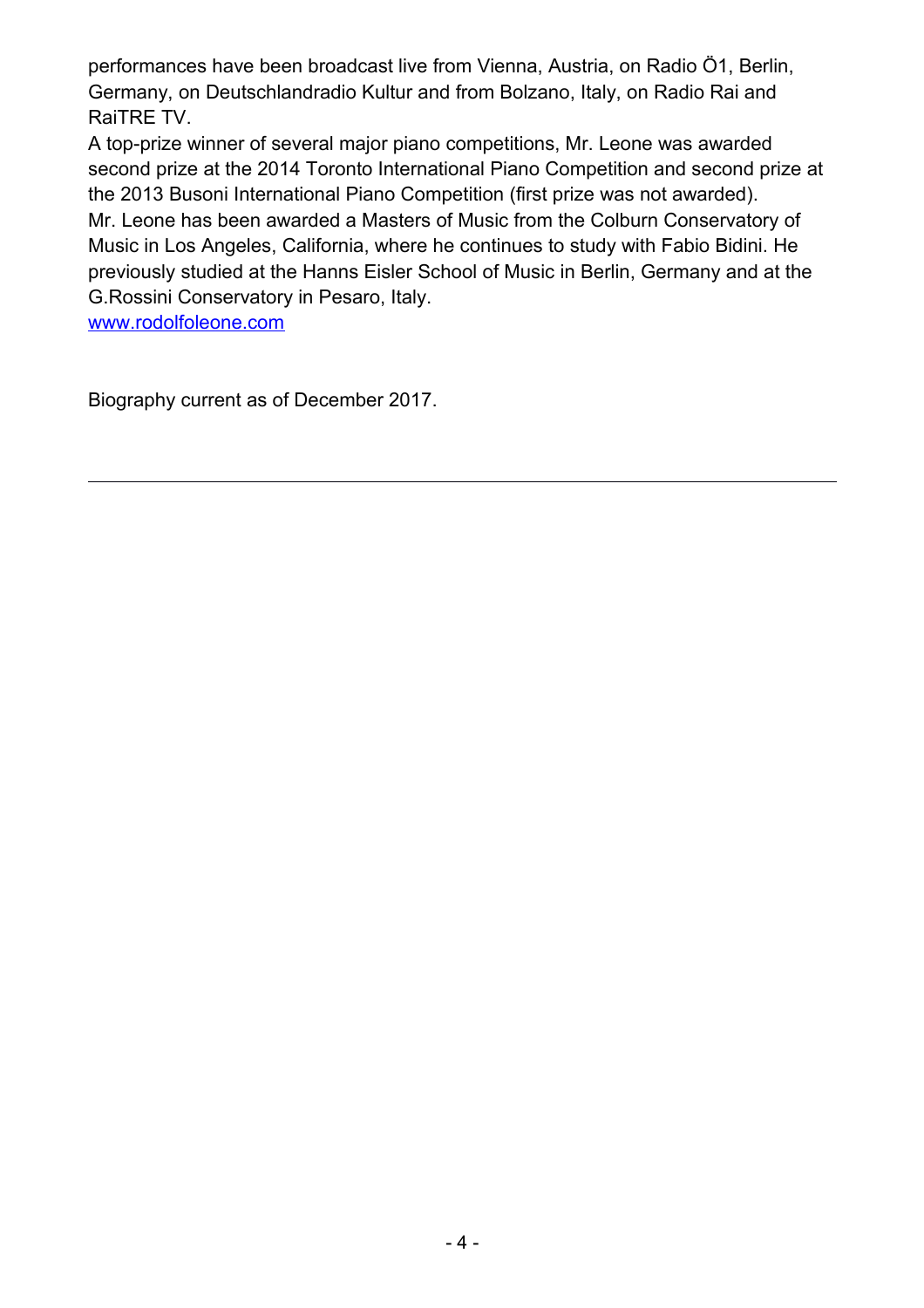performances have been broadcast live from Vienna, Austria, on Radio Ö1, Berlin, Germany, on Deutschlandradio Kultur and from Bolzano, Italy, on Radio Rai and RaiTRE TV.

A top-prize winner of several major piano competitions, Mr. Leone was awarded second prize at the 2014 Toronto International Piano Competition and second prize at the 2013 Busoni International Piano Competition (first prize was not awarded).

Mr. Leone has been awarded a Masters of Music from the Colburn Conservatory of Music in Los Angeles, California, where he continues to study with Fabio Bidini. He previously studied at the Hanns Eisler School of Music in Berlin, Germany and at the G.Rossini Conservatory in Pesaro, Italy.

[www.rodolfoleone.com](http://www.rodolfoleone.com)

Biography current as of December 2017.

---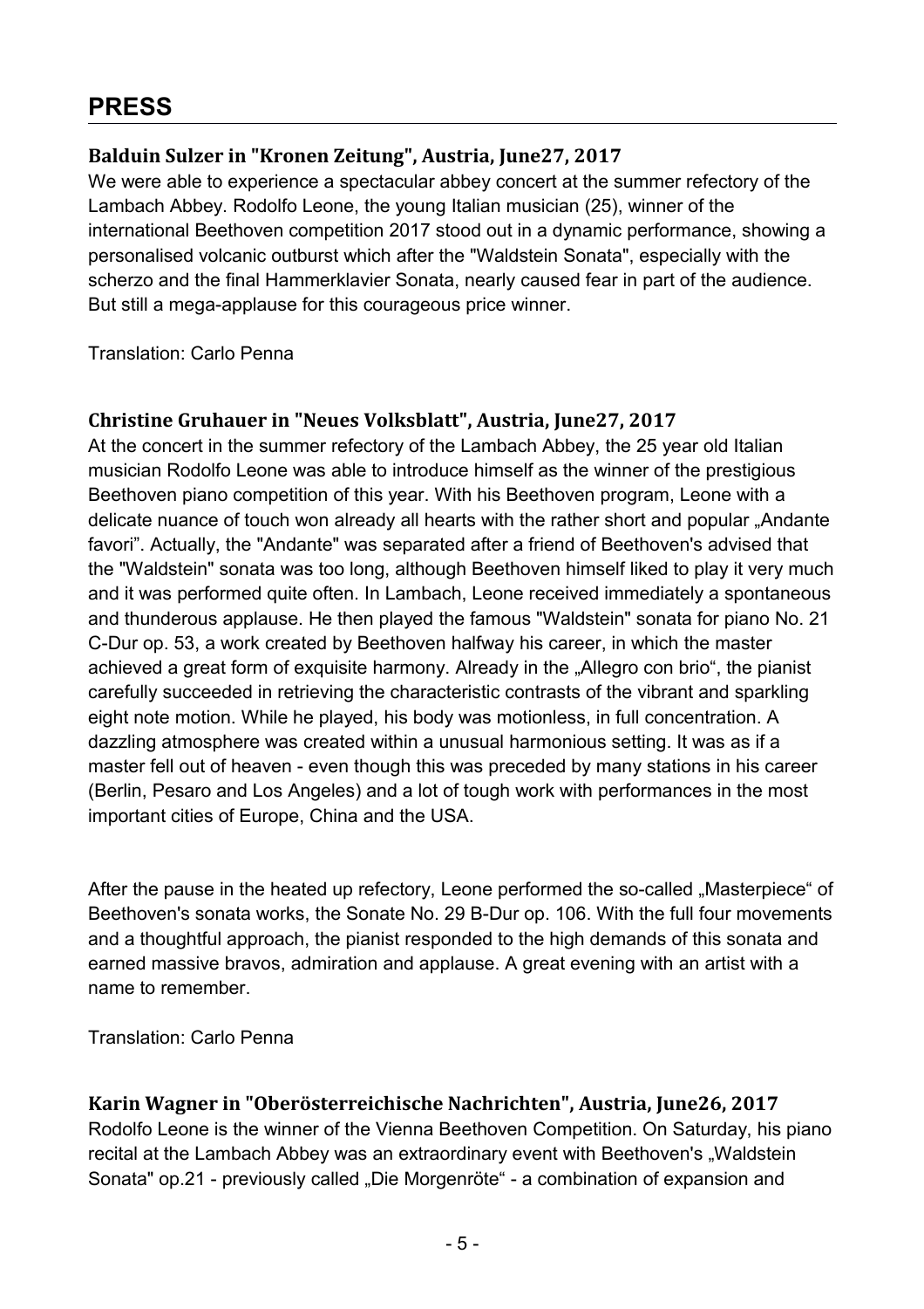# PRESS

### Balduin Sulzer in "Kronen Zeitung", Austria, June27, 2017

We were able to experience a spectacular abbey concert at the summer refectory of the Lambach Abbey. Rodolfo Leone, the young Italian musician (25), winner of the international Beethoven competition 2017 stood out in a dynamic performance, showing a personalised volcanic outburst which after the "Waldstein Sonata", especially with the scherzo and the final Hammerklavier Sonata, nearly caused fear in part of the audience. But still a mega-applause for this courageous price winner.

Translation: Carlo Penna

### Christine Gruhauer in "Neues Volksblatt", Austria, June27, 2017

At the concert in the summer refectory of the Lambach Abbey, the 25 year old Italian musician Rodolfo Leone was able to introduce himself as the winner of the prestigious Beethoven piano competition of this year. With his Beethoven program, Leone with a delicate nuance of touch won already all hearts with the rather short and popular „Andante favori". Actually, the "Andante" was separated after a friend of Beethoven's advised that the "Waldstein" sonata was too long, although Beethoven himself liked to play it very much and it was performed quite often. In Lambach, Leone received immediately a spontaneous and thunderous applause. He then played the famous "Waldstein" sonata for piano No. 21 C-Dur op. 53, a work created by Beethoven halfway his career, in which the master achieved a great form of exquisite harmony. Already in the „Allegro con brio", the pianist carefully succeeded in retrieving the characteristic contrasts of the vibrant and sparkling eight note motion. While he played, his body was motionless, in full concentration. A dazzling atmosphere was created within a unusual harmonious setting. It was as if a master fell out of heaven - even though this was preceded by many stations in his career (Berlin, Pesaro and Los Angeles) and a lot of tough work with performances in the most important cities of Europe, China and the USA.

After the pause in the heated up refectory, Leone performed the so-called „Masterpiece" of Beethoven's sonata works, the Sonate No. 29 B-Dur op. 106. With the full four movements and a thoughtful approach, the pianist responded to the high demands of this sonata and earned massive bravos, admiration and applause. A great evening with an artist with a name to remember.

Translation: Carlo Penna

### Karin Wagner in "Oberösterreichische Nachrichten", Austria, June26, 2017

Rodolfo Leone is the winner of the Vienna Beethoven Competition. On Saturday, his piano recital at the Lambach Abbey was an extraordinary event with Beethoven's „Waldstein Sonata" op.21 - previously called „Die Morgenröte" - a combination of expansion and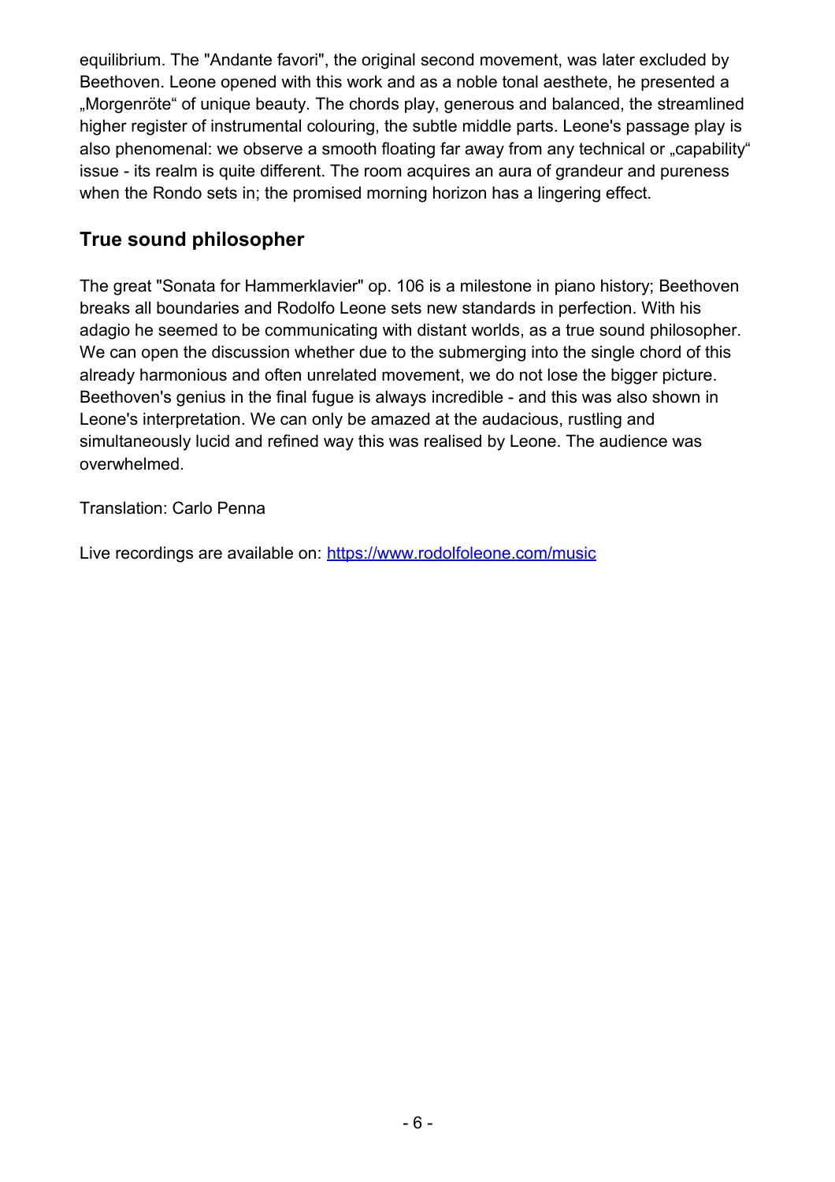equilibrium. The "Andante favori", the original second movement, was later excluded by Beethoven. Leone opened with this work and as a noble tonal aesthete, he presented a „Morgenröte“ of unique beauty. The chords play, generous and balanced, the streamlined higher register of instrumental colouring, the subtle middle parts. Leone's passage play is also phenomenal: we observe a smooth floating far away from any technical or „capability“ issue - its realm is quite different. The room acquires an aura of grandeur and pureness when the Rondo sets in; the promised morning horizon has a lingering effect.

## True sound philosopher

The great "Sonata for Hammerklavier" op. 106 is a milestone in piano history; Beethoven breaks all boundaries and Rodolfo Leone sets new standards in perfection. With his adagio he seemed to be communicating with distant worlds, as a true sound philosopher. We can open the discussion whether due to the submerging into the single chord of this already harmonious and often unrelated movement, we do not lose the bigger picture. Beethoven's genius in the final fugue is always incredible - and this was also shown in Leone's interpretation. We can only be amazed at the audacious, rustling and simultaneously lucid and refined way this was realised by Leone. The audience was overwhelmed.

Translation: Carlo Penna

Live recordings are available on: [https://www.rodolfoleone.com/music](https://www.rodolfoleone.com/music)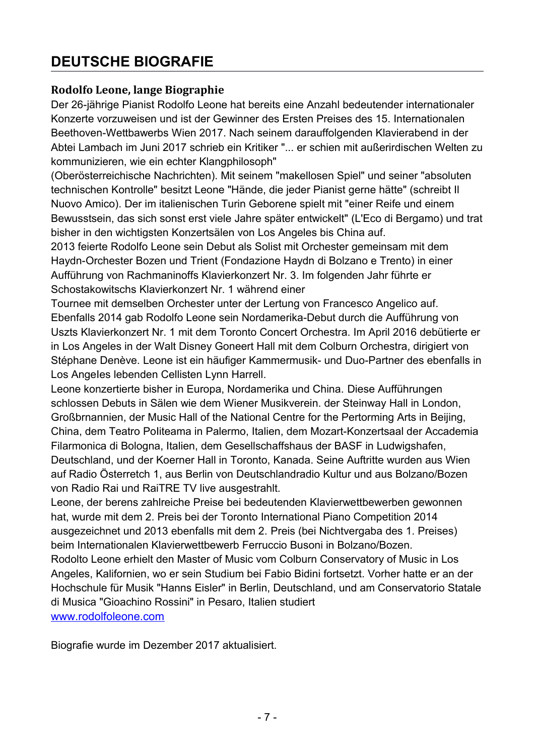# DEUTSCHE BIOGRAFIE

### Rodolfo Leone, lange Biographie

Der 26-jährige Pianist Rodolfo Leone hat bereits eine Anzahl bedeutender internationaler Konzerte vorzuweisen und ist der Gewinner des Ersten Preises des 15. Internationalen Beethoven-Wettbawerbs Wien 2017. Nach seinem darauffolgenden Klavierabend in der Abtei Lambach im Juni 2017 schrieb ein Kritiker "... er schien mit außerirdischen Welten zu kommunizieren, wie ein echter Klangphilosoph" (Oberösterreichische Nachrichten). Mit seinem "makellosen Spiel" und seiner "absoluten technischen Kontrolle" besitzt Leone "Hände, die jeder Pianist gerne hätte" (schreibt Il Nuovo Amico). Der im italienischen Turin Geborene spielt mit "einer Reife und einem Bewusstsein, das sich sonst erst viele Jahre später entwickelt" (L'Eco di Bergamo) und trat bisher in den wichtigsten Konzertsälen von Los Angeles bis China auf.

2013 feierte Rodolfo Leone sein Debut als Solist mit Orchester gemeinsam mit dem Haydn-Orchester Bozen und Trient (Fondazione Haydn di Bolzano e Trento) in einer Aufführung von Rachmaninoffs Klavierkonzert Nr. 3. Im folgenden Jahr führte er Schostakowitschs Klavierkonzert Nr. 1 während einer Tournee mit demselben Orchester unter der Lertung von Francesco Angelico auf. Ebenfalls 2014 gab Rodolfo Leone sein Nordamerika-Debut durch die Aufführung von Uszts Klavierkonzert Nr. 1 mit dem Toronto Concert Orchestra. Im April 2016 debütierte er in Los Angeles in der Walt Disney Goneert Hall mit dem Colburn Orchestra, dirigiert von Stéphane Denève. Leone ist ein häufiger Kammermusik- und Duo-Partner des ebenfalls in Los Angeles lebenden Cellisten Lynn Harrell.

Leone konzertierte bisher in Europa, Nordamerika und China. Diese Aufführungen schlossen Debuts in Sälen wie dem Wiener Musikverein. der Steinway Hall in London, Großbrnannien, der Music Hall of the National Centre for the Pertorming Arts in Beijing, China, dem Teatro Politeama in Palermo, Italien, dem Mozart-Konzertsaal der Accademia Filarmonica di Bologna, Italien, dem Gesellschaffshaus der BASF in Ludwigshafen, Deutschland, und der Koerner Hall in Toronto, Kanada. Seine Auftritte wurden aus Wien auf Radio Österretch 1, aus Berlin von Deutschlandradio Kultur und aus Bolzano/Bozen von Radio Rai und RaiTRE TV live ausgestrahlt.

Leone, der berens zahlreiche Preise bei bedeutenden Klavierwettbewerben gewonnen hat, wurde mit dem 2. Preis bei der Toronto International Piano Competition 2014 ausgezeichnet und 2013 ebenfalls mit dem 2. Preis (bei Nichtvergaba des 1. Preises) beim Internationalen Klavierwettbewerb Ferruccio Busoni in Bolzano/Bozen.

Rodolto Leone erhielt den Master of Music vom Colburn Conservatory of Music in Los Angeles, Kalifornien, wo er sein Studium bei Fabio Bidini fortsetzt. Vorher hatte er an der Hochschule für Musik "Hanns Eisler" in Berlin, Deutschland, und am Conservatorio Statale di Musica "Gioachino Rossini" in Pesaro, Italien studiert

www.rodolfoleone.com

Biografie wurde im Dezember 2017 aktualisiert.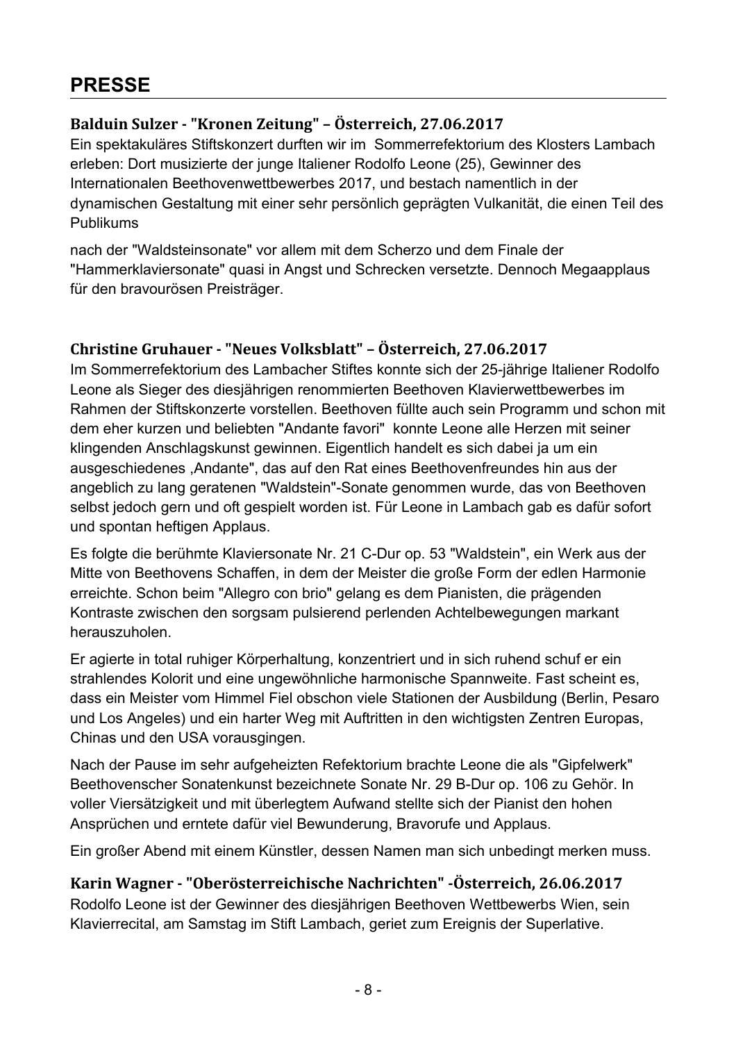# PRESSE

### Balduin Sulzer - "Kronen Zeitung" – Österreich, 27.06.2017

Ein spektakuläres Stiftskonzert durften wir im Sommerrefektorium des Klosters Lambach erleben: Dort musizierte der junge Italiener Rodolfo Leone (25), Gewinner des Internationalen Beethovenwettbewerbes 2017, und bestach namentlich in der dynamischen Gestaltung mit einer sehr persönlich geprägten Vulkanität, die einen Teil des Publikums

nach der "Waldsteinsonate" vor allem mit dem Scherzo und dem Finale der "Hammerklaviersonate" quasi in Angst und Schrecken versetzte. Dennoch Megaapplaus für den bravourösen Preisträger.

### Christine Gruhauer - "Neues Volksblatt" – Österreich, 27.06.2017

Im Sommerrefektorium des Lambacher Stiftes konnte sich der 25-jährige Italiener Rodolfo Leone als Sieger des diesjährigen renommierten Beethoven Klavierwettbewerbes im Rahmen der Stiftskonzerte vorstellen. Beethoven füllte auch sein Programm und schon mit dem eher kurzen und beliebten "Andante favori" konnte Leone alle Herzen mit seiner klingenden Anschlagskunst gewinnen. Eigentlich handelt es sich dabei ja um ein ausgeschiedenes ‚Andante", das auf den Rat eines Beethovenfreundes hin aus der angeblich zu lang geratenen "Waldstein"-Sonate genommen wurde, das von Beethoven selbst jedoch gern und oft gespielt worden ist. Für Leone in Lambach gab es dafür sofort und spontan heftigen Applaus.

Es folgte die berühmte Klaviersonate Nr. 21 C-Dur op. 53 "Waldstein", ein Werk aus der Mitte von Beethovens Schaffen, in dem der Meister die große Form der edlen Harmonie erreichte. Schon beim "Allegro con brio" gelang es dem Pianisten, die prägenden Kontraste zwischen den sorgsam pulsierend perlenden Achtelbewegungen markant herauszuholen.

Er agierte in total ruhiger Körperhaltung, konzentriert und in sich ruhend schuf er ein strahlendes Kolorit und eine ungewöhnliche harmonische Spannweite. Fast scheint es, dass ein Meister vom Himmel Fiel obschon viele Stationen der Ausbildung (Berlin, Pesaro und Los Angeles) und ein harter Weg mit Auftritten in den wichtigsten Zentren Europas, Chinas und den USA vorausgingen.

Nach der Pause im sehr aufgeheizten Refektorium brachte Leone die als "Gipfelwerk" Beethovenscher Sonatenkunst bezeichnete Sonate Nr. 29 B-Dur op. 106 zu Gehör. In voller Viersätzigkeit und mit überlegtem Aufwand stellte sich der Pianist den hohen Ansprüchen und erntete dafür viel Bewunderung, Bravorufe und Applaus.

Ein großer Abend mit einem Künstler, dessen Namen man sich unbedingt merken muss.

### Karin Wagner - "Oberösterreichische Nachrichten" -Österreich, 26.06.2017

Rodolfo Leone ist der Gewinner des diesjährigen Beethoven Wettbewerbs Wien, sein Klavierrecital, am Samstag im Stift Lambach, geriet zum Ereignis der Superlative.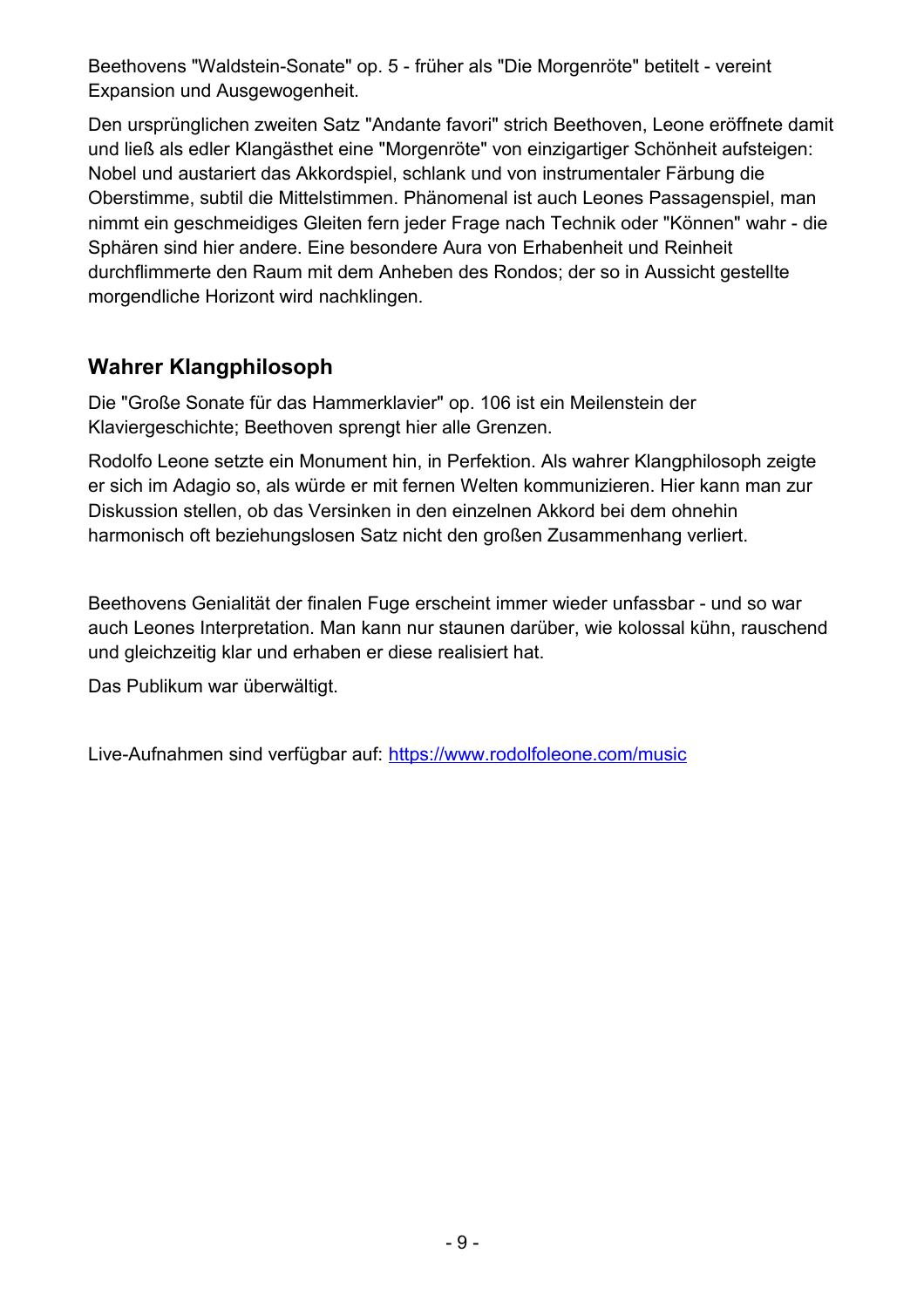Beethovens "Waldstein-Sonate" op. 5 - früher als "Die Morgenröte" betitelt - vereint Expansion und Ausgewogenheit.

Den ursprünglichen zweiten Satz "Andante favori" strich Beethoven, Leone eröffnete damit und ließ als edler Klangästhet eine "Morgenröte" von einzigartiger Schönheit aufsteigen: Nobel und austariert das Akkordspiel, schlank und von instrumentaler Färbung die Oberstimme, subtil die Mittelstimmen. Phänomenal ist auch Leones Passagenspiel, man nimmt ein geschmeidiges Gleiten fern jeder Frage nach Technik oder "Können" wahr - die Sphären sind hier andere. Eine besondere Aura von Erhabenheit und Reinheit durchflimmerte den Raum mit dem Anheben des Rondos; der so in Aussicht gestellte morgendliche Horizont wird nachklingen.

## Wahrer Klangphilosoph

Die "Große Sonate für das Hammerklavier" op. 106 ist ein Meilenstein der Klaviergeschichte; Beethoven sprengt hier alle Grenzen.

Rodolfo Leone setzte ein Monument hin, in Perfektion. Als wahrer Klangphilosoph zeigte er sich im Adagio so, als würde er mit fernen Welten kommunizieren. Hier kann man zur Diskussion stellen, ob das Versinken in den einzelnen Akkord bei dem ohnehin harmonisch oft beziehungslosen Satz nicht den großen Zusammenhang verliert.

Beethovens Genialität der finalen Fuge erscheint immer wieder unfassbar - und so war auch Leones Interpretation. Man kann nur staunen darüber, wie kolossal kühn, rauschend und gleichzeitig klar und erhaben er diese realisiert hat.

Das Publikum war überwältigt.

Live-Aufnahmen sind verfügbar auf: [https://www.rodolfoleone.com/music](https://www.rodolfoleone.com/music)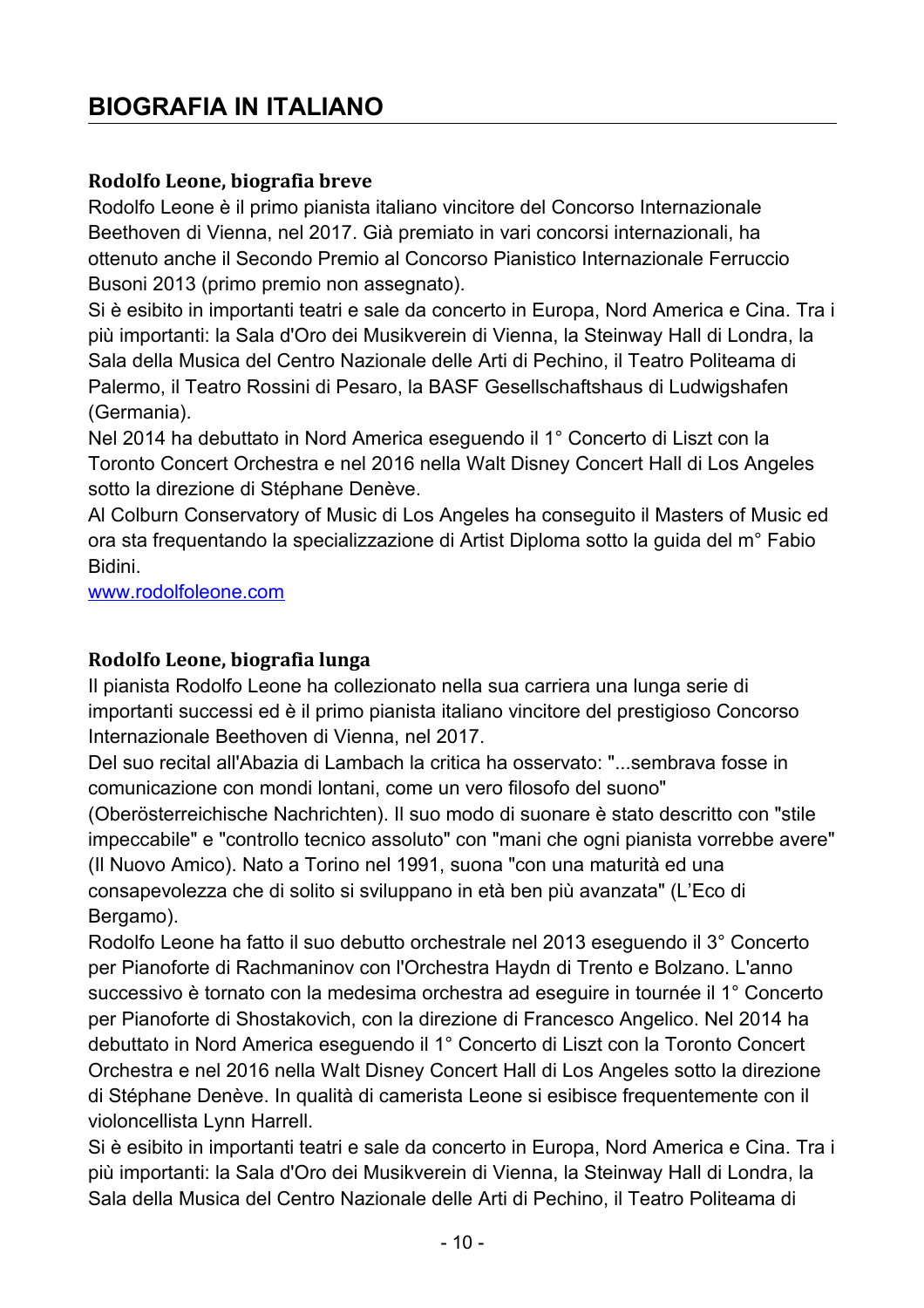# BIOGRAFIA IN ITALIANO

### Rodolfo Leone, biografia breve

Rodolfo Leone è il primo pianista italiano vincitore del Concorso Internazionale Beethoven di Vienna, nel 2017. Già premiato in vari concorsi internazionali, ha ottenuto anche il Secondo Premio al Concorso Pianistico Internazionale Ferruccio Busoni 2013 (primo premio non assegnato).

Si è esibito in importanti teatri e sale da concerto in Europa, Nord America e Cina. Tra i più importanti: la Sala d'Oro dei Musikverein di Vienna, la Steinway Hall di Londra, la Sala della Musica del Centro Nazionale delle Arti di Pechino, il Teatro Politeama di Palermo, il Teatro Rossini di Pesaro, la BASF Gesellschaftshaus di Ludwigshafen (Germania).

Nel 2014 ha debuttato in Nord America eseguendo il 1° Concerto di Liszt con la Toronto Concert Orchestra e nel 2016 nella Walt Disney Concert Hall di Los Angeles sotto la direzione di Stéphane Denève.

Al Colburn Conservatory of Music di Los Angeles ha conseguito il Masters of Music ed ora sta frequentando la specializzazione di Artist Diploma sotto la guida del m° Fabio Bidini.

[www.rodolfoleone.com](http://www.rodolfoleone.com)

### Rodolfo Leone, biografia lunga

Il pianista Rodolfo Leone ha collezionato nella sua carriera una lunga serie di importanti successi ed è il primo pianista italiano vincitore del prestigioso Concorso Internazionale Beethoven di Vienna, nel 2017.

Del suo recital all'Abazia di Lambach la critica ha osservato: "...sembrava fosse in comunicazione con mondi lontani, come un vero filosofo del suono" (Oberösterreichische Nachrichten). Il suo modo di suonare è stato descritto con "stile impeccabile" e "controllo tecnico assoluto" con "mani che ogni pianista vorrebbe avere" (Il Nuovo Amico). Nato a Torino nel 1991, suona "con una maturità ed una consapevolezza che di solito si sviluppano in età ben più avanzata" (L'Eco di Bergamo).

Rodolfo Leone ha fatto il suo debutto orchestrale nel 2013 eseguendo il 3° Concerto per Pianoforte di Rachmaninov con l'Orchestra Haydn di Trento e Bolzano. L'anno successivo è tornato con la medesima orchestra ad eseguire in tournée il 1° Concerto per Pianoforte di Shostakovich, con la direzione di Francesco Angelico. Nel 2014 ha debuttato in Nord America eseguendo il 1° Concerto di Liszt con la Toronto Concert Orchestra e nel 2016 nella Walt Disney Concert Hall di Los Angeles sotto la direzione di Stéphane Denève. In qualità di camerista Leone si esibisce frequentemente con il violoncellista Lynn Harrell.

Si è esibito in importanti teatri e sale da concerto in Europa, Nord America e Cina. Tra i più importanti: la Sala d'Oro dei Musikverein di Vienna, la Steinway Hall di Londra, la Sala della Musica del Centro Nazionale delle Arti di Pechino, il Teatro Politeama di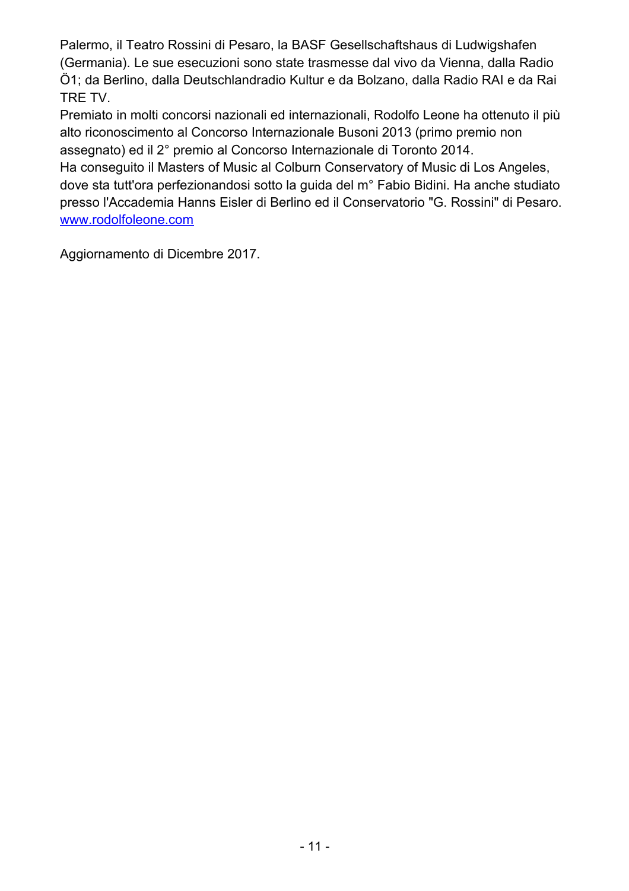Palermo, il Teatro Rossini di Pesaro, la BASF Gesellschaftshaus di Ludwigshafen (Germania). Le sue esecuzioni sono state trasmesse dal vivo da Vienna, dalla Radio Ö1; da Berlino, dalla Deutschlandradio Kultur e da Bolzano, dalla Radio RAI e da Rai TRE TV.
Premiato in molti concorsi nazionali ed internazionali, Rodolfo Leone ha ottenuto il più alto riconoscimento al Concorso Internazionale Busoni 2013 (primo premio non assegnato) ed il 2° premio al Concorso Internazionale di Toronto 2014.
Ha conseguito il Masters of Music al Colburn Conservatory of Music di Los Angeles, dove sta tutt'ora perfezionandosi sotto la guida del m° Fabio Bidini. Ha anche studiato presso l'Accademia Hanns Eisler di Berlino ed il Conservatorio "G. Rossini" di Pesaro.
[www.rodolfoleone.com](http://www.rodolfoleone.com)

Aggiornamento di Dicembre 2017.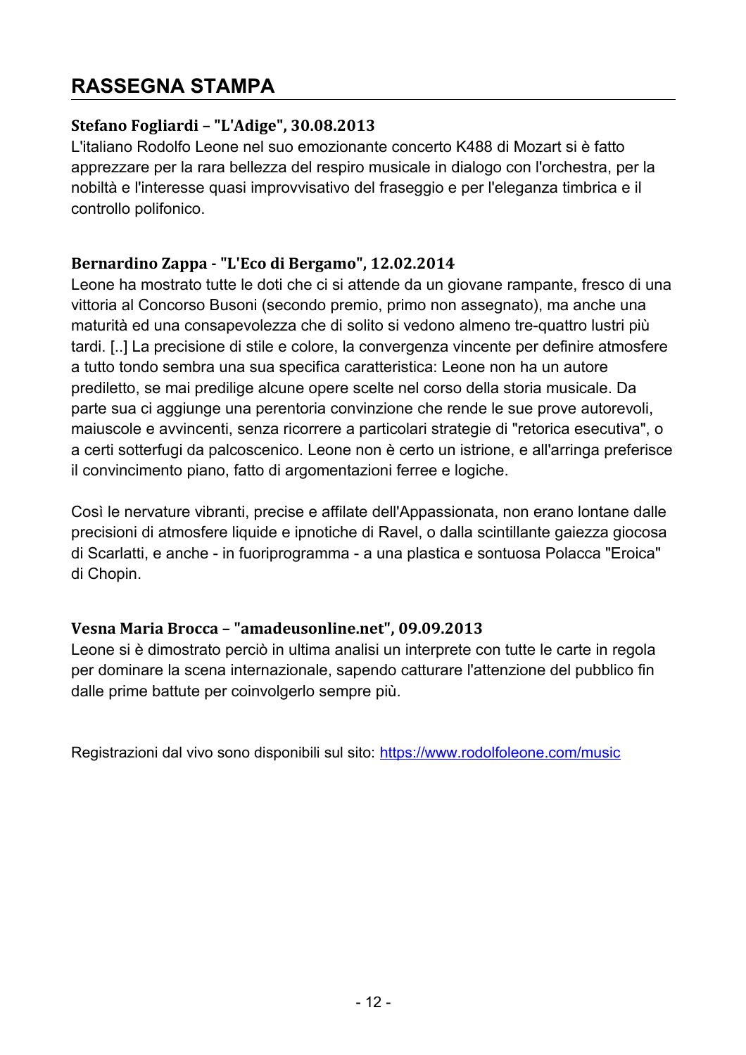## RASSEGNA STAMPA

**Stefano Fogliardi – "L'Adige", 30.08.2013**

L'italiano Rodolfo Leone nel suo emozionante concerto K488 di Mozart si è fatto apprezzare per la rara bellezza del respiro musicale in dialogo con l'orchestra, per la nobiltà e l'interesse quasi improvvisativo del fraseggio e per l'eleganza timbrica e il controllo polifonico.

**Bernardino Zappa - "L'Eco di Bergamo", 12.02.2014**

Leone ha mostrato tutte le doti che ci si attende da un giovane rampante, fresco di una vittoria al Concorso Busoni (secondo premio, primo non assegnato), ma anche una maturità ed una consapevolezza che di solito si vedono almeno tre-quattro lustri più tardi. [..] La precisione di stile e colore, la convergenza vincente per definire atmosfere a tutto tondo sembra una sua specifica caratteristica: Leone non ha un autore prediletto, se mai predilige alcune opere scelte nel corso della storia musicale. Da parte sua ci aggiunge una perentoria convinzione che rende le sue prove autorevoli, maiuscole e avvincenti, senza ricorrere a particolari strategie di "retorica esecutiva", o a certi sotterfugi da palcoscenico. Leone non è certo un istrione, e all'arringa preferisce il convincimento piano, fatto di argomentazioni ferree e logiche.

Così le nervature vibranti, precise e affilate dell'Appassionata, non erano lontane dalle precisioni di atmosfere liquide e ipnotiche di Ravel, o dalla scintillante gaiezza giocosa di Scarlatti, e anche - in fuoriprogramma - a una plastica e sontuosa Polacca "Eroica" di Chopin.

**Vesna Maria Brocca – "amadeusonline.net", 09.09.2013**

Leone si è dimostrato perciò in ultima analisi un interprete con tutte le carte in regola per dominare la scena internazionale, sapendo catturare l'attenzione del pubblico fin dalle prime battute per coinvolgerlo sempre più.

Registrazioni dal vivo sono disponibili sul sito: https://www.rodolfoleone.com/music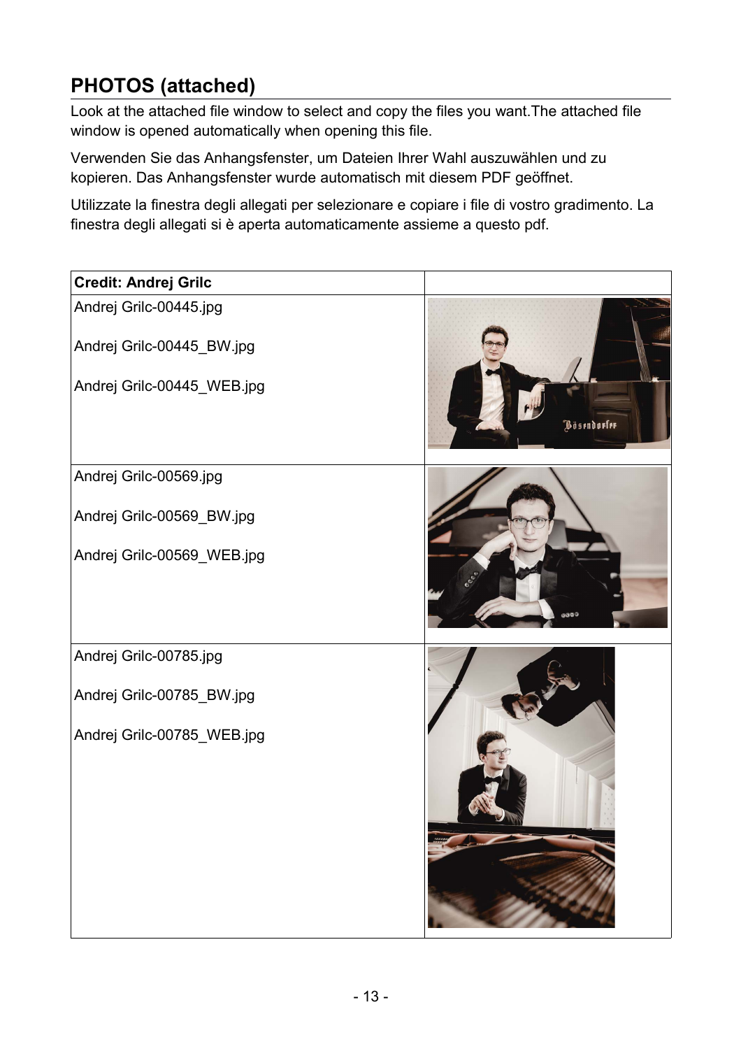## PHOTOS (attached)

Look at the attached file window to select and copy the files you want.The attached file window is opened automatically when opening this file.

Verwenden Sie das Anhangsfenster, um Dateien Ihrer Wahl auszuwählen und zu kopieren. Das Anhangsfenster wurde automatisch mit diesem PDF geöffnet.

Utilizzate la finestra degli allegati per selezionare e copiare i file di vostro gradimento. La finestra degli allegati si è aperta automaticamente assieme a questo pdf.

| **Credit: Andrej Grilc** | |
|---|---|
| Andrej Grilc-00445.jpg<br><br>Andrej Grilc-00445_BW.jpg<br><br>Andrej Grilc-00445_WEB.jpg | |
| Andrej Grilc-00569.jpg<br><br>Andrej Grilc-00569_BW.jpg<br><br>Andrej Grilc-00569_WEB.jpg | |
| Andrej Grilc-00785.jpg<br><br>Andrej Grilc-00785_BW.jpg<br><br>Andrej Grilc-00785_WEB.jpg | |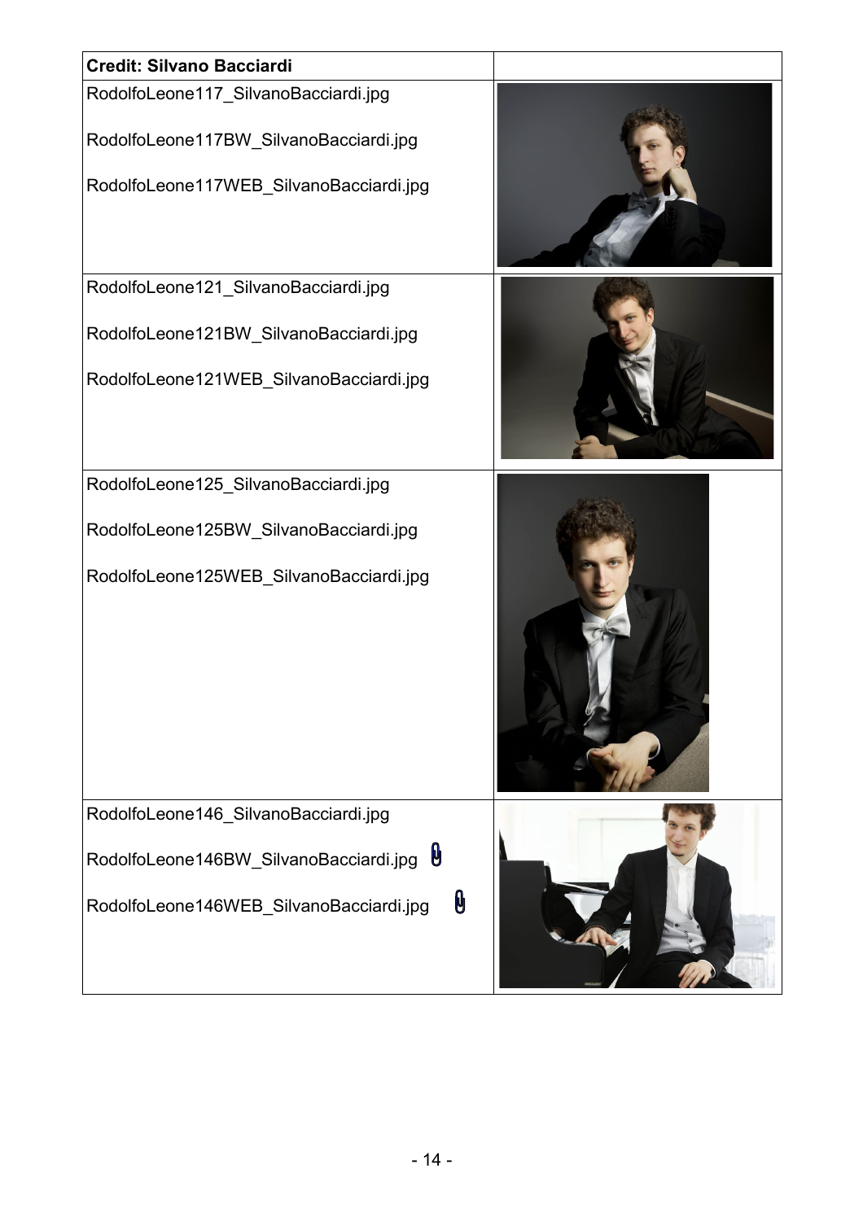| Credit: Silvano Bacciardi | |
|---|---|
| RodolfoLeone117_SilvanoBacciardi.jpg<br><br>RodolfoLeone117BW_SilvanoBacciardi.jpg<br><br>RodolfoLeone117WEB_SilvanoBacciardi.jpg | |
| RodolfoLeone121_SilvanoBacciardi.jpg<br><br>RodolfoLeone121BW_SilvanoBacciardi.jpg<br><br>RodolfoLeone121WEB_SilvanoBacciardi.jpg | |
| RodolfoLeone125_SilvanoBacciardi.jpg<br><br>RodolfoLeone125BW_SilvanoBacciardi.jpg<br><br>RodolfoLeone125WEB_SilvanoBacciardi.jpg | |
| RodolfoLeone146_SilvanoBacciardi.jpg<br><br>RodolfoLeone146BW_SilvanoBacciardi.jpg<br><br>RodolfoLeone146WEB_SilvanoBacciardi.jpg | |